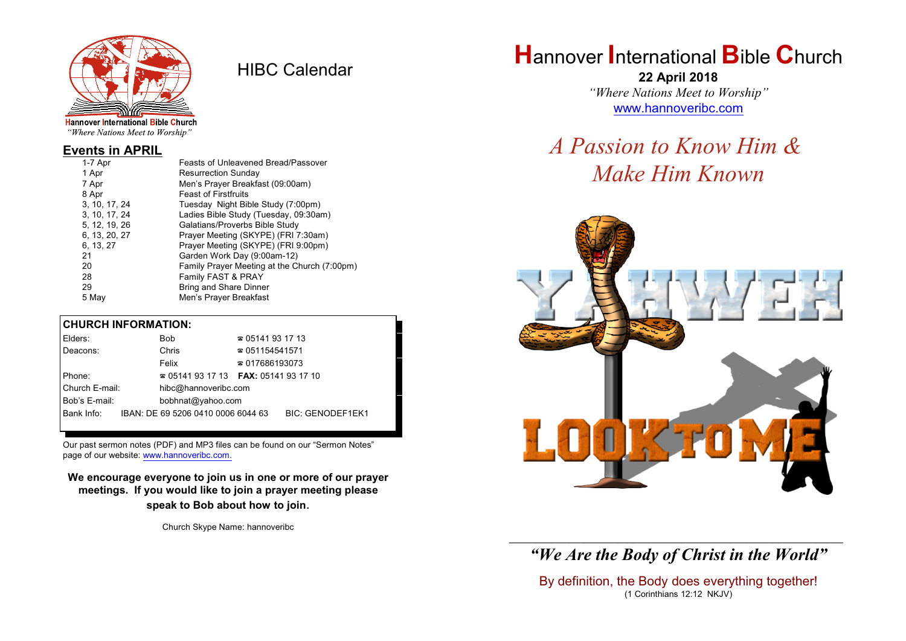Hannover International Bible Church
*"Where Nations Meet to Worship"*

# HIBC Calendar

## Events in APRIL

| | |
|---|---|
| 1-7 Apr | Feasts of Unleavened Bread/Passover |
| 1 Apr | Resurrection Sunday |
| 7 Apr | Men's Prayer Breakfast (09:00am) |
| 8 Apr | Feast of Firstfruits |
| 3, 10, 17, 24 | Tuesday Night Bible Study (7:00pm) |
| 3, 10, 17, 24 | Ladies Bible Study (Tuesday, 09:30am) |
| 5, 12, 19, 26 | Galatians/Proverbs Bible Study |
| 6, 13, 20, 27 | Prayer Meeting (SKYPE) (FRI 7:30am) |
| 6, 13, 27 | Prayer Meeting (SKYPE) (FRI 9:00pm) |
| 21 | Garden Work Day (9:00am-12) |
| 20 | Family Prayer Meeting at the Church (7:00pm) |
| 28 | Family FAST & PRAY |
| 29 | Bring and Share Dinner |
| 5 May | Men's Prayer Breakfast |

**CHURCH INFORMATION:**

| | | |
|---|---|---|
| Elders: | Bob | ☎ 05141 93 17 13 |
| Deacons: | Chris | ☎ 051154541571 |
| | Felix | ☎ 017686193073 |
| Phone: | ☎ 05141 93 17 13 | **FAX:** 05141 93 17 10 |
| Church E-mail: | hibc@hannoveribc.com | |
| Bob's E-mail: | bobhnat@yahoo.com | |
| Bank Info: | IBAN: DE 69 5206 0410 0006 6044 63 | BIC: GENODEF1EK1 |

Our past sermon notes (PDF) and MP3 files can be found on our "Sermon Notes" page of our website: www.hannoveribc.com.

**We encourage everyone to join us in one or more of our prayer meetings. If you would like to join a prayer meeting please speak to Bob about how to join.**

Church Skype Name: hannoveribc

# Hannover International Bible Church

**22 April 2018**

*"Where Nations Meet to Worship"*

www.hannoveribc.com

## *A Passion to Know Him & Make Him Known*

YAHWEH

LOOK TO ME

***"We Are the Body of Christ in the World"***

By definition, the Body does everything together!
(1 Corinthians 12:12 NKJV)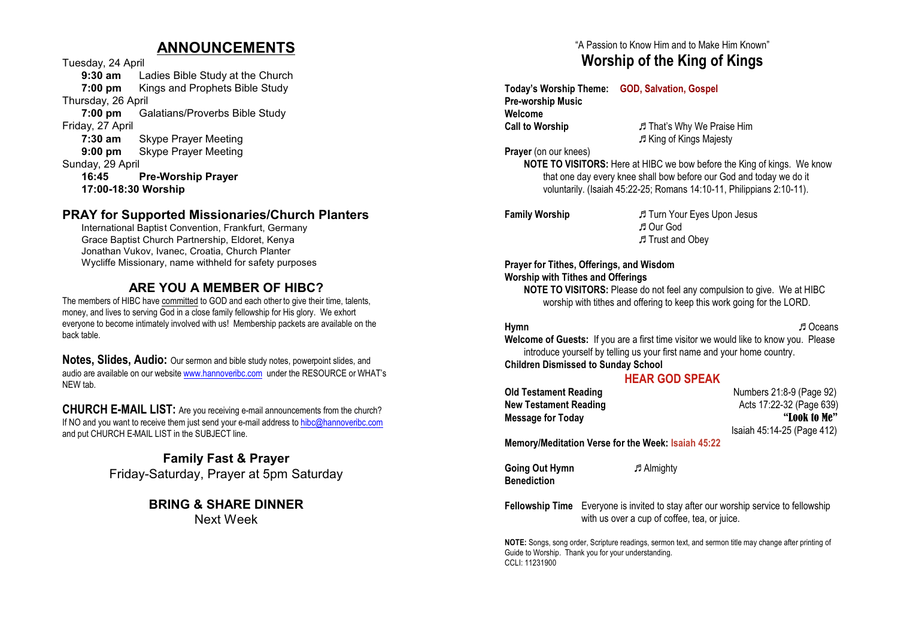# ANNOUNCEMENTS

Tuesday, 24 April

**9:30 am** Ladies Bible Study at the Church
**7:00 pm** Kings and Prophets Bible Study

Thursday, 26 April

**7:00 pm** Galatians/Proverbs Bible Study

Friday, 27 April

**7:30 am** Skype Prayer Meeting
**9:00 pm** Skype Prayer Meeting

Sunday, 29 April

**16:45 Pre-Worship Prayer**
**17:00-18:30 Worship**

## PRAY for Supported Missionaries/Church Planters

International Baptist Convention, Frankfurt, Germany
Grace Baptist Church Partnership, Eldoret, Kenya
Jonathan Vukov, Ivanec, Croatia, Church Planter
Wycliffe Missionary, name withheld for safety purposes

## ARE YOU A MEMBER OF HIBC?

The members of HIBC have committed to GOD and each other to give their time, talents, money, and lives to serving God in a close family fellowship for His glory. We exhort everyone to become intimately involved with us! Membership packets are available on the back table.

**Notes, Slides, Audio:** Our sermon and bible study notes, powerpoint slides, and audio are available on our website www.hannoveribc.com under the RESOURCE or WHAT's NEW tab.

**CHURCH E-MAIL LIST:** Are you receiving e-mail announcements from the church? If NO and you want to receive them just send your e-mail address to hibc@hannoveribc.com and put CHURCH E-MAIL LIST in the SUBJECT line.

**Family Fast & Prayer**
Friday-Saturday, Prayer at 5pm Saturday

**BRING & SHARE DINNER**
Next Week

"A Passion to Know Him and to Make Him Known"

# Worship of the King of Kings

**Today's Worship Theme:** **GOD, Salvation, Gospel**
**Pre-worship Music**
**Welcome**
**Call to Worship** ♬ That's Why We Praise Him
♬ King of Kings Majesty

**Prayer** (on our knees)

**NOTE TO VISITORS:** Here at HIBC we bow before the King of kings. We know that one day every knee shall bow before our God and today we do it voluntarily. (Isaiah 45:22-25; Romans 14:10-11, Philippians 2:10-11).

**Family Worship** ♬ Turn Your Eyes Upon Jesus
♬ Our God
♬ Trust and Obey

**Prayer for Tithes, Offerings, and Wisdom**
**Worship with Tithes and Offerings**

**NOTE TO VISITORS:** Please do not feel any compulsion to give. We at HIBC worship with tithes and offering to keep this work going for the LORD.

**Hymn** ♬ Oceans

**Welcome of Guests:** If you are a first time visitor we would like to know you. Please introduce yourself by telling us your first name and your home country.

**Children Dismissed to Sunday School**

## HEAR GOD SPEAK

**Old Testament Reading** Numbers 21:8-9 (Page 92)
**New Testament Reading** Acts 17:22-32 (Page 639)
**Message for Today** **"Look to Me"**
Isaiah 45:14-25 (Page 412)

**Memory/Meditation Verse for the Week: Isaiah 45:22**

**Going Out Hymn** ♬ Almighty
**Benediction**

**Fellowship Time** Everyone is invited to stay after our worship service to fellowship with us over a cup of coffee, tea, or juice.

**NOTE:** Songs, song order, Scripture readings, sermon text, and sermon title may change after printing of Guide to Worship. Thank you for your understanding.
CCLI: 11231900